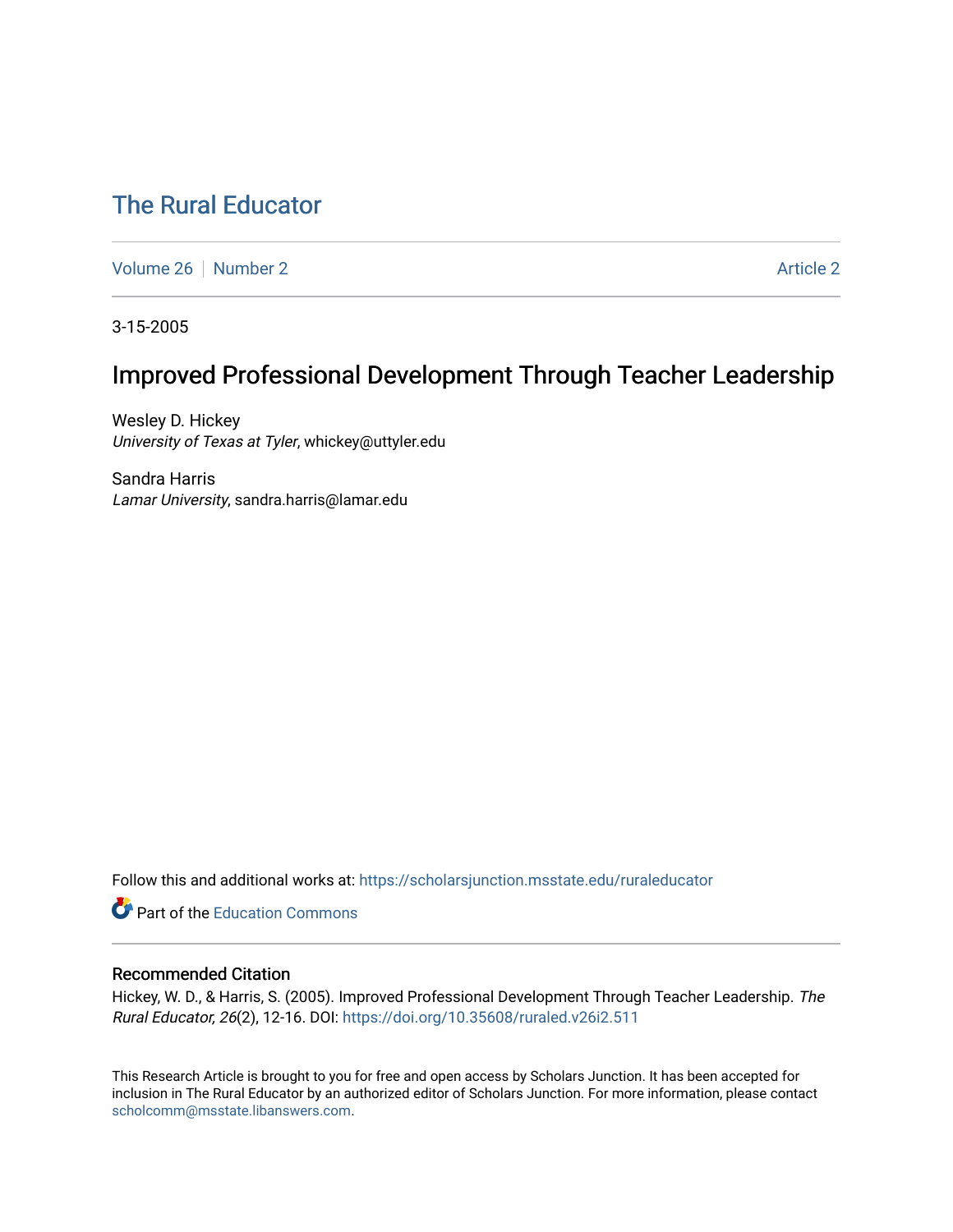# The Rural Educator

Volume 26 | Number 2 | Article 2

3-15-2005

## Improved Professional Development Through Teacher Leadership

Wesley D. Hickey
*University of Texas at Tyler*, whickey@uttyler.edu

Sandra Harris
*Lamar University*, sandra.harris@lamar.edu

Follow this and additional works at: https://scholarsjunction.msstate.edu/ruraleducator

Part of the Education Commons

### Recommended Citation

Hickey, W. D., & Harris, S. (2005). Improved Professional Development Through Teacher Leadership. *The Rural Educator, 26*(2), 12-16. DOI: https://doi.org/10.35608/ruraled.v26i2.511

This Research Article is brought to you for free and open access by Scholars Junction. It has been accepted for inclusion in The Rural Educator by an authorized editor of Scholars Junction. For more information, please contact scholcomm@msstate.libanswers.com.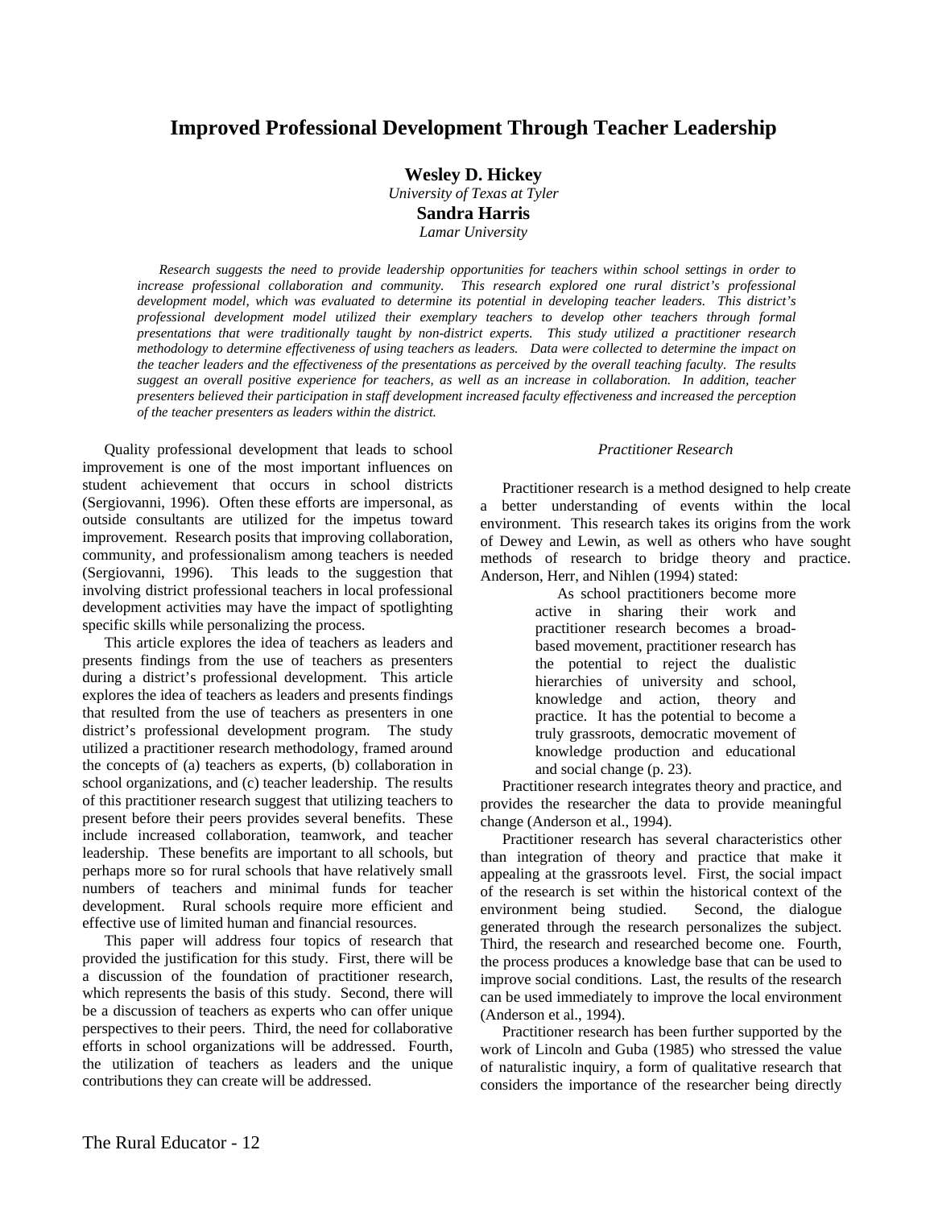# Improved Professional Development Through Teacher Leadership

**Wesley D. Hickey**
*University of Texas at Tyler*
**Sandra Harris**
*Lamar University*

*Research suggests the need to provide leadership opportunities for teachers within school settings in order to increase professional collaboration and community. This research explored one rural district's professional development model, which was evaluated to determine its potential in developing teacher leaders. This district's professional development model utilized their exemplary teachers to develop other teachers through formal presentations that were traditionally taught by non-district experts. This study utilized a practitioner research methodology to determine effectiveness of using teachers as leaders. Data were collected to determine the impact on the teacher leaders and the effectiveness of the presentations as perceived by the overall teaching faculty. The results suggest an overall positive experience for teachers, as well as an increase in collaboration. In addition, teacher presenters believed their participation in staff development increased faculty effectiveness and increased the perception of the teacher presenters as leaders within the district.*

Quality professional development that leads to school improvement is one of the most important influences on student achievement that occurs in school districts (Sergiovanni, 1996). Often these efforts are impersonal, as outside consultants are utilized for the impetus toward improvement. Research posits that improving collaboration, community, and professionalism among teachers is needed (Sergiovanni, 1996). This leads to the suggestion that involving district professional teachers in local professional development activities may have the impact of spotlighting specific skills while personalizing the process.

This article explores the idea of teachers as leaders and presents findings from the use of teachers as presenters during a district's professional development. This article explores the idea of teachers as leaders and presents findings that resulted from the use of teachers as presenters in one district's professional development program. The study utilized a practitioner research methodology, framed around the concepts of (a) teachers as experts, (b) collaboration in school organizations, and (c) teacher leadership. The results of this practitioner research suggest that utilizing teachers to present before their peers provides several benefits. These include increased collaboration, teamwork, and teacher leadership. These benefits are important to all schools, but perhaps more so for rural schools that have relatively small numbers of teachers and minimal funds for teacher development. Rural schools require more efficient and effective use of limited human and financial resources.

This paper will address four topics of research that provided the justification for this study. First, there will be a discussion of the foundation of practitioner research, which represents the basis of this study. Second, there will be a discussion of teachers as experts who can offer unique perspectives to their peers. Third, the need for collaborative efforts in school organizations will be addressed. Fourth, the utilization of teachers as leaders and the unique contributions they can create will be addressed.

### *Practitioner Research*

Practitioner research is a method designed to help create a better understanding of events within the local environment. This research takes its origins from the work of Dewey and Lewin, as well as others who have sought methods of research to bridge theory and practice. Anderson, Herr, and Nihlen (1994) stated:

> As school practitioners become more active in sharing their work and practitioner research becomes a broad-based movement, practitioner research has the potential to reject the dualistic hierarchies of university and school, knowledge and action, theory and practice. It has the potential to become a truly grassroots, democratic movement of knowledge production and educational and social change (p. 23).

Practitioner research integrates theory and practice, and provides the researcher the data to provide meaningful change (Anderson et al., 1994).

Practitioner research has several characteristics other than integration of theory and practice that make it appealing at the grassroots level. First, the social impact of the research is set within the historical context of the environment being studied. Second, the dialogue generated through the research personalizes the subject. Third, the research and researched become one. Fourth, the process produces a knowledge base that can be used to improve social conditions. Last, the results of the research can be used immediately to improve the local environment (Anderson et al., 1994).

Practitioner research has been further supported by the work of Lincoln and Guba (1985) who stressed the value of naturalistic inquiry, a form of qualitative research that considers the importance of the researcher being directly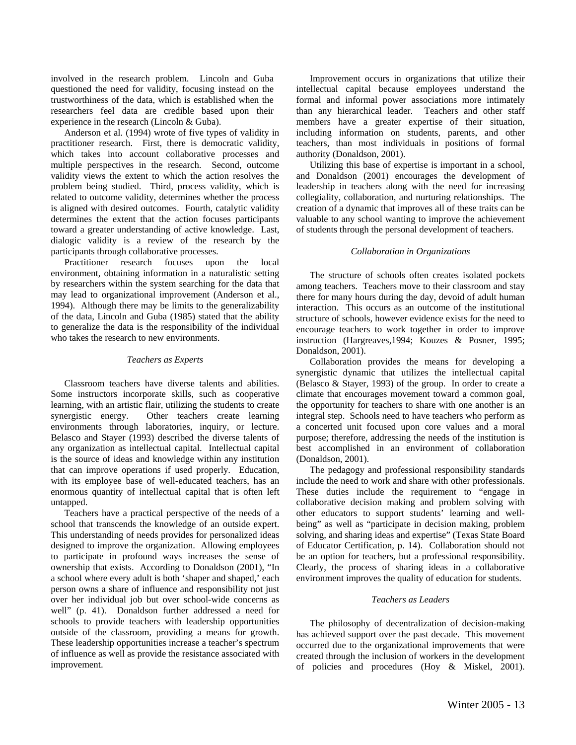involved in the research problem. Lincoln and Guba questioned the need for validity, focusing instead on the trustworthiness of the data, which is established when the researchers feel data are credible based upon their experience in the research (Lincoln & Guba).

Anderson et al. (1994) wrote of five types of validity in practitioner research. First, there is democratic validity, which takes into account collaborative processes and multiple perspectives in the research. Second, outcome validity views the extent to which the action resolves the problem being studied. Third, process validity, which is related to outcome validity, determines whether the process is aligned with desired outcomes. Fourth, catalytic validity determines the extent that the action focuses participants toward a greater understanding of active knowledge. Last, dialogic validity is a review of the research by the participants through collaborative processes.

Practitioner research focuses upon the local environment, obtaining information in a naturalistic setting by researchers within the system searching for the data that may lead to organizational improvement (Anderson et al., 1994). Although there may be limits to the generalizability of the data, Lincoln and Guba (1985) stated that the ability to generalize the data is the responsibility of the individual who takes the research to new environments.

### *Teachers as Experts*

Classroom teachers have diverse talents and abilities. Some instructors incorporate skills, such as cooperative learning, with an artistic flair, utilizing the students to create synergistic energy. Other teachers create learning environments through laboratories, inquiry, or lecture. Belasco and Stayer (1993) described the diverse talents of any organization as intellectual capital. Intellectual capital is the source of ideas and knowledge within any institution that can improve operations if used properly. Education, with its employee base of well-educated teachers, has an enormous quantity of intellectual capital that is often left untapped.

Teachers have a practical perspective of the needs of a school that transcends the knowledge of an outside expert. This understanding of needs provides for personalized ideas designed to improve the organization. Allowing employees to participate in profound ways increases the sense of ownership that exists. According to Donaldson (2001), "In a school where every adult is both 'shaper and shaped,' each person owns a share of influence and responsibility not just over her individual job but over school-wide concerns as well" (p. 41). Donaldson further addressed a need for schools to provide teachers with leadership opportunities outside of the classroom, providing a means for growth. These leadership opportunities increase a teacher's spectrum of influence as well as provide the resistance associated with improvement.

Improvement occurs in organizations that utilize their intellectual capital because employees understand the formal and informal power associations more intimately than any hierarchical leader. Teachers and other staff members have a greater expertise of their situation, including information on students, parents, and other teachers, than most individuals in positions of formal authority (Donaldson, 2001).

Utilizing this base of expertise is important in a school, and Donaldson (2001) encourages the development of leadership in teachers along with the need for increasing collegiality, collaboration, and nurturing relationships. The creation of a dynamic that improves all of these traits can be valuable to any school wanting to improve the achievement of students through the personal development of teachers.

### *Collaboration in Organizations*

The structure of schools often creates isolated pockets among teachers. Teachers move to their classroom and stay there for many hours during the day, devoid of adult human interaction. This occurs as an outcome of the institutional structure of schools, however evidence exists for the need to encourage teachers to work together in order to improve instruction (Hargreaves,1994; Kouzes & Posner, 1995; Donaldson, 2001).

Collaboration provides the means for developing a synergistic dynamic that utilizes the intellectual capital (Belasco & Stayer, 1993) of the group. In order to create a climate that encourages movement toward a common goal, the opportunity for teachers to share with one another is an integral step. Schools need to have teachers who perform as a concerted unit focused upon core values and a moral purpose; therefore, addressing the needs of the institution is best accomplished in an environment of collaboration (Donaldson, 2001).

The pedagogy and professional responsibility standards include the need to work and share with other professionals. These duties include the requirement to "engage in collaborative decision making and problem solving with other educators to support students' learning and well-being" as well as "participate in decision making, problem solving, and sharing ideas and expertise" (Texas State Board of Educator Certification, p. 14). Collaboration should not be an option for teachers, but a professional responsibility. Clearly, the process of sharing ideas in a collaborative environment improves the quality of education for students.

### *Teachers as Leaders*

The philosophy of decentralization of decision-making has achieved support over the past decade. This movement occurred due to the organizational improvements that were created through the inclusion of workers in the development of policies and procedures (Hoy & Miskel, 2001).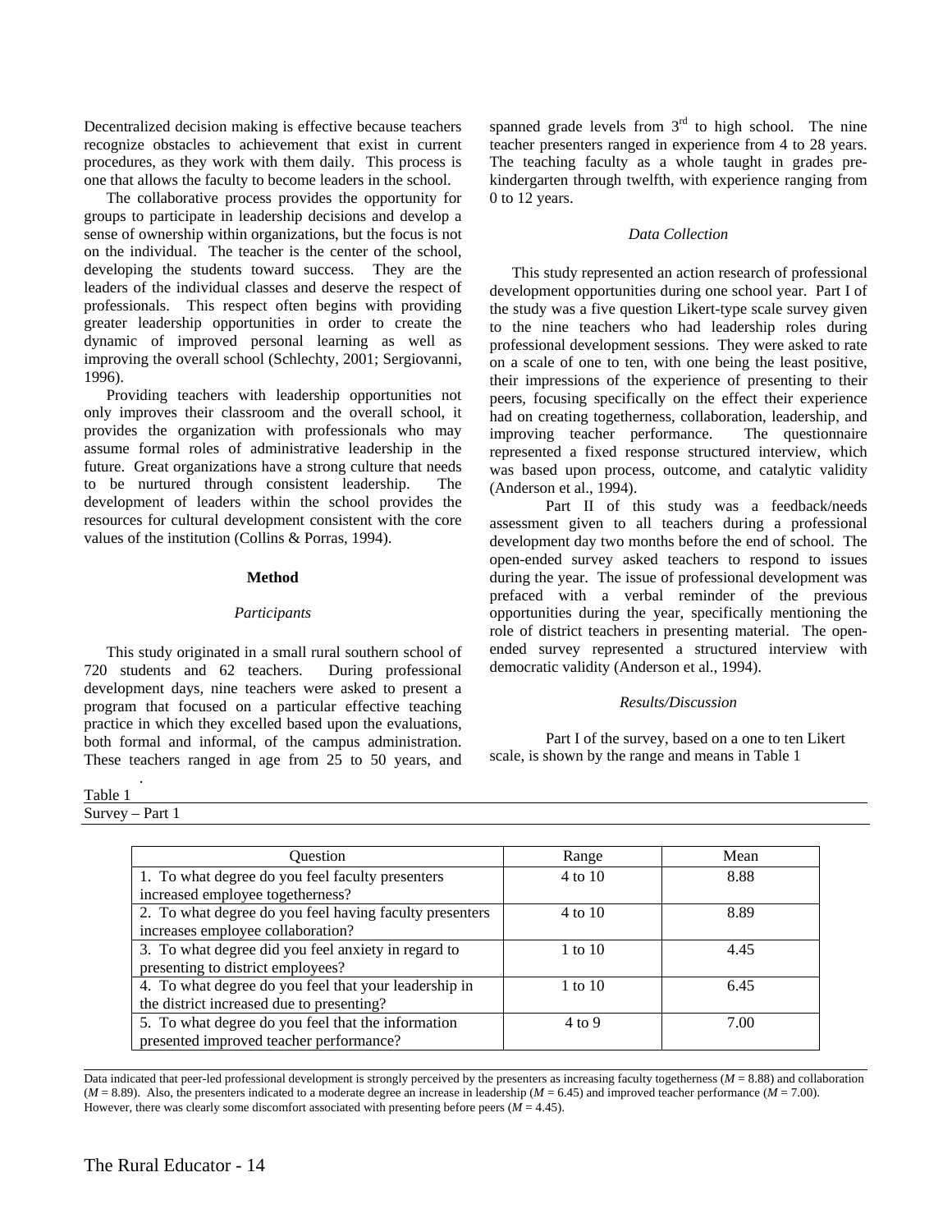Decentralized decision making is effective because teachers recognize obstacles to achievement that exist in current procedures, as they work with them daily. This process is one that allows the faculty to become leaders in the school.

The collaborative process provides the opportunity for groups to participate in leadership decisions and develop a sense of ownership within organizations, but the focus is not on the individual. The teacher is the center of the school, developing the students toward success. They are the leaders of the individual classes and deserve the respect of professionals. This respect often begins with providing greater leadership opportunities in order to create the dynamic of improved personal learning as well as improving the overall school (Schlechty, 2001; Sergiovanni, 1996).

Providing teachers with leadership opportunities not only improves their classroom and the overall school, it provides the organization with professionals who may assume formal roles of administrative leadership in the future. Great organizations have a strong culture that needs to be nurtured through consistent leadership. The development of leaders within the school provides the resources for cultural development consistent with the core values of the institution (Collins & Porras, 1994).

## Method

### *Participants*

This study originated in a small rural southern school of 720 students and 62 teachers. During professional development days, nine teachers were asked to present a program that focused on a particular effective teaching practice in which they excelled based upon the evaluations, both formal and informal, of the campus administration. These teachers ranged in age from 25 to 50 years, and spanned grade levels from 3rd to high school. The nine teacher presenters ranged in experience from 4 to 28 years. The teaching faculty as a whole taught in grades pre-kindergarten through twelfth, with experience ranging from 0 to 12 years.

### *Data Collection*

This study represented an action research of professional development opportunities during one school year. Part I of the study was a five question Likert-type scale survey given to the nine teachers who had leadership roles during professional development sessions. They were asked to rate on a scale of one to ten, with one being the least positive, their impressions of the experience of presenting to their peers, focusing specifically on the effect their experience had on creating togetherness, collaboration, leadership, and improving teacher performance. The questionnaire represented a fixed response structured interview, which was based upon process, outcome, and catalytic validity (Anderson et al., 1994).

Part II of this study was a feedback/needs assessment given to all teachers during a professional development day two months before the end of school. The open-ended survey asked teachers to respond to issues during the year. The issue of professional development was prefaced with a verbal reminder of the previous opportunities during the year, specifically mentioning the role of district teachers in presenting material. The open-ended survey represented a structured interview with democratic validity (Anderson et al., 1994).

### *Results/Discussion*

Part I of the survey, based on a one to ten Likert scale, is shown by the range and means in Table 1

Table 1
Survey – Part 1

| Question | Range | Mean |
|---|---|---|
| 1. To what degree do you feel faculty presenters increased employee togetherness? | 4 to 10 | 8.88 |
| 2. To what degree do you feel having faculty presenters increases employee collaboration? | 4 to 10 | 8.89 |
| 3. To what degree did you feel anxiety in regard to presenting to district employees? | 1 to 10 | 4.45 |
| 4. To what degree do you feel that your leadership in the district increased due to presenting? | 1 to 10 | 6.45 |
| 5. To what degree do you feel that the information presented improved teacher performance? | 4 to 9 | 7.00 |

Data indicated that peer-led professional development is strongly perceived by the presenters as increasing faculty togetherness ($M$ = 8.88) and collaboration ($M$ = 8.89). Also, the presenters indicated to a moderate degree an increase in leadership ($M$ = 6.45) and improved teacher performance ($M$ = 7.00). However, there was clearly some discomfort associated with presenting before peers ($M$ = 4.45).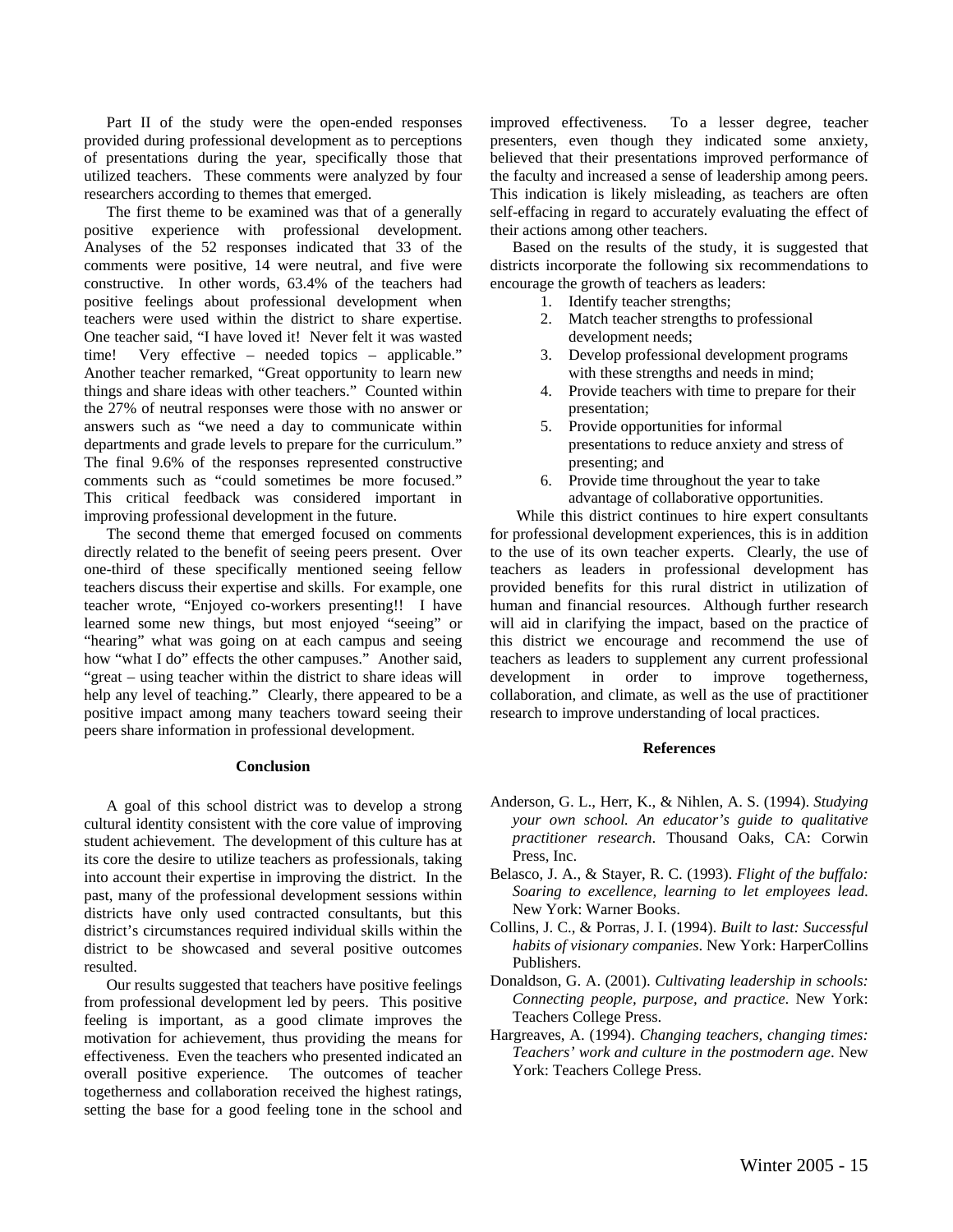Part II of the study were the open-ended responses provided during professional development as to perceptions of presentations during the year, specifically those that utilized teachers. These comments were analyzed by four researchers according to themes that emerged.

The first theme to be examined was that of a generally positive experience with professional development. Analyses of the 52 responses indicated that 33 of the comments were positive, 14 were neutral, and five were constructive. In other words, 63.4% of the teachers had positive feelings about professional development when teachers were used within the district to share expertise. One teacher said, "I have loved it! Never felt it was wasted time! Very effective – needed topics – applicable." Another teacher remarked, "Great opportunity to learn new things and share ideas with other teachers." Counted within the 27% of neutral responses were those with no answer or answers such as "we need a day to communicate within departments and grade levels to prepare for the curriculum." The final 9.6% of the responses represented constructive comments such as "could sometimes be more focused." This critical feedback was considered important in improving professional development in the future.

The second theme that emerged focused on comments directly related to the benefit of seeing peers present. Over one-third of these specifically mentioned seeing fellow teachers discuss their expertise and skills. For example, one teacher wrote, "Enjoyed co-workers presenting!! I have learned some new things, but most enjoyed "seeing" or "hearing" what was going on at each campus and seeing how "what I do" effects the other campuses." Another said, "great – using teacher within the district to share ideas will help any level of teaching." Clearly, there appeared to be a positive impact among many teachers toward seeing their peers share information in professional development.

## Conclusion

A goal of this school district was to develop a strong cultural identity consistent with the core value of improving student achievement. The development of this culture has at its core the desire to utilize teachers as professionals, taking into account their expertise in improving the district. In the past, many of the professional development sessions within districts have only used contracted consultants, but this district's circumstances required individual skills within the district to be showcased and several positive outcomes resulted.

Our results suggested that teachers have positive feelings from professional development led by peers. This positive feeling is important, as a good climate improves the motivation for achievement, thus providing the means for effectiveness. Even the teachers who presented indicated an overall positive experience. The outcomes of teacher togetherness and collaboration received the highest ratings, setting the base for a good feeling tone in the school and improved effectiveness. To a lesser degree, teacher presenters, even though they indicated some anxiety, believed that their presentations improved performance of the faculty and increased a sense of leadership among peers. This indication is likely misleading, as teachers are often self-effacing in regard to accurately evaluating the effect of their actions among other teachers.

Based on the results of the study, it is suggested that districts incorporate the following six recommendations to encourage the growth of teachers as leaders:

1. Identify teacher strengths;
2. Match teacher strengths to professional development needs;
3. Develop professional development programs with these strengths and needs in mind;
4. Provide teachers with time to prepare for their presentation;
5. Provide opportunities for informal presentations to reduce anxiety and stress of presenting; and
6. Provide time throughout the year to take advantage of collaborative opportunities.

While this district continues to hire expert consultants for professional development experiences, this is in addition to the use of its own teacher experts. Clearly, the use of teachers as leaders in professional development has provided benefits for this rural district in utilization of human and financial resources. Although further research will aid in clarifying the impact, based on the practice of this district we encourage and recommend the use of teachers as leaders to supplement any current professional development in order to improve togetherness, collaboration, and climate, as well as the use of practitioner research to improve understanding of local practices.

## References

Anderson, G. L., Herr, K., & Nihlen, A. S. (1994). *Studying your own school. An educator's guide to qualitative practitioner research*. Thousand Oaks, CA: Corwin Press, Inc.

Belasco, J. A., & Stayer, R. C. (1993). *Flight of the buffalo: Soaring to excellence, learning to let employees lead.* New York: Warner Books.

Collins, J. C., & Porras, J. I. (1994). *Built to last: Successful habits of visionary companies*. New York: HarperCollins Publishers.

Donaldson, G. A. (2001). *Cultivating leadership in schools: Connecting people, purpose, and practice*. New York: Teachers College Press.

Hargreaves, A. (1994). *Changing teachers, changing times: Teachers' work and culture in the postmodern age*. New York: Teachers College Press.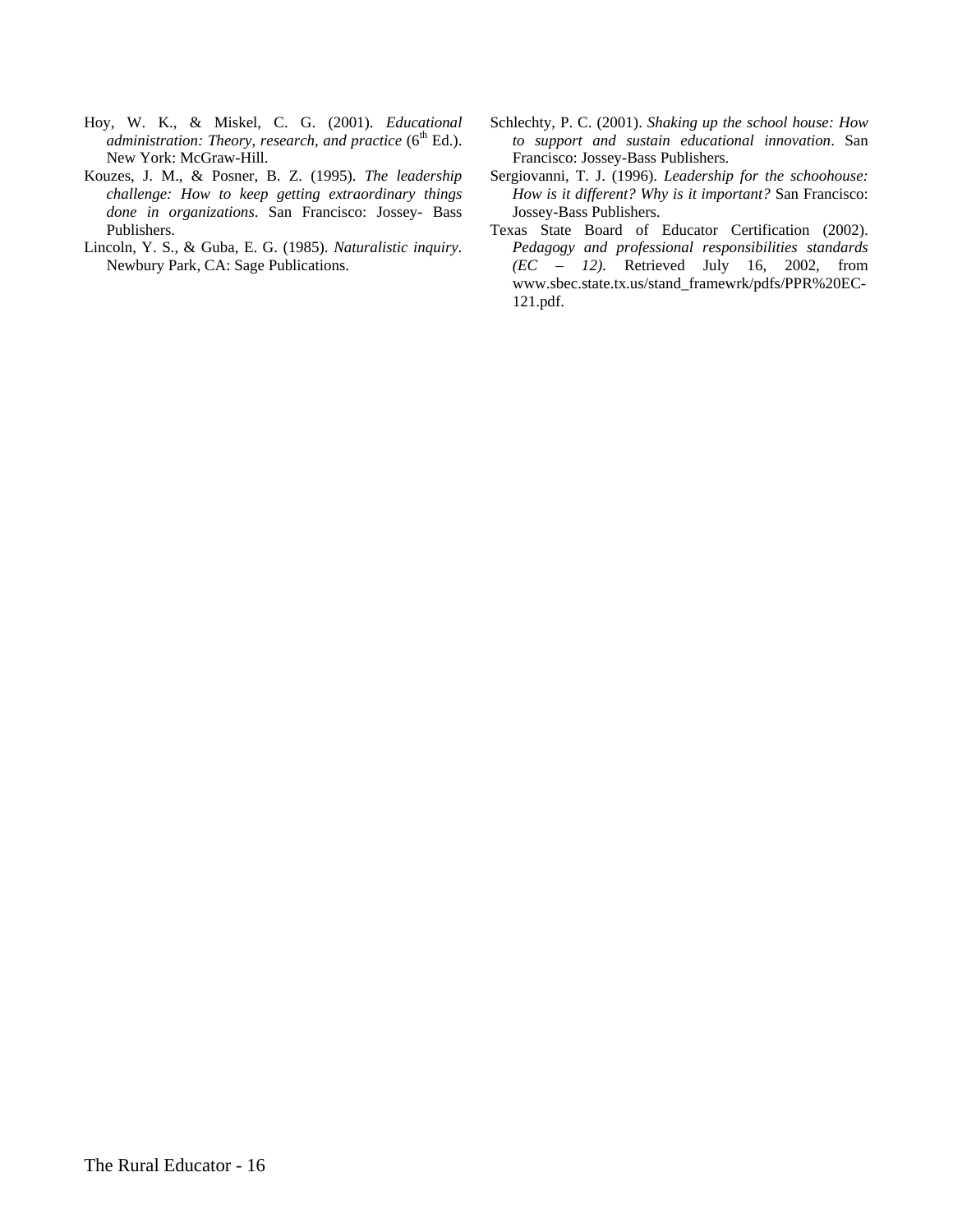Hoy, W. K., & Miskel, C. G. (2001). *Educational administration: Theory, research, and practice* (6th Ed.). New York: McGraw-Hill.

Kouzes, J. M., & Posner, B. Z. (1995). *The leadership challenge: How to keep getting extraordinary things done in organizations*. San Francisco: Jossey- Bass Publishers.

Lincoln, Y. S., & Guba, E. G. (1985). *Naturalistic inquiry*. Newbury Park, CA: Sage Publications.

Schlechty, P. C. (2001). *Shaking up the school house: How to support and sustain educational innovation*. San Francisco: Jossey-Bass Publishers.

Sergiovanni, T. J. (1996). *Leadership for the schoohouse: How is it different? Why is it important?* San Francisco: Jossey-Bass Publishers.

Texas State Board of Educator Certification (2002). *Pedagogy and professional responsibilities standards (EC – 12).* Retrieved July 16, 2002, from www.sbec.state.tx.us/stand_framewrk/pdfs/PPR%20EC-121.pdf.